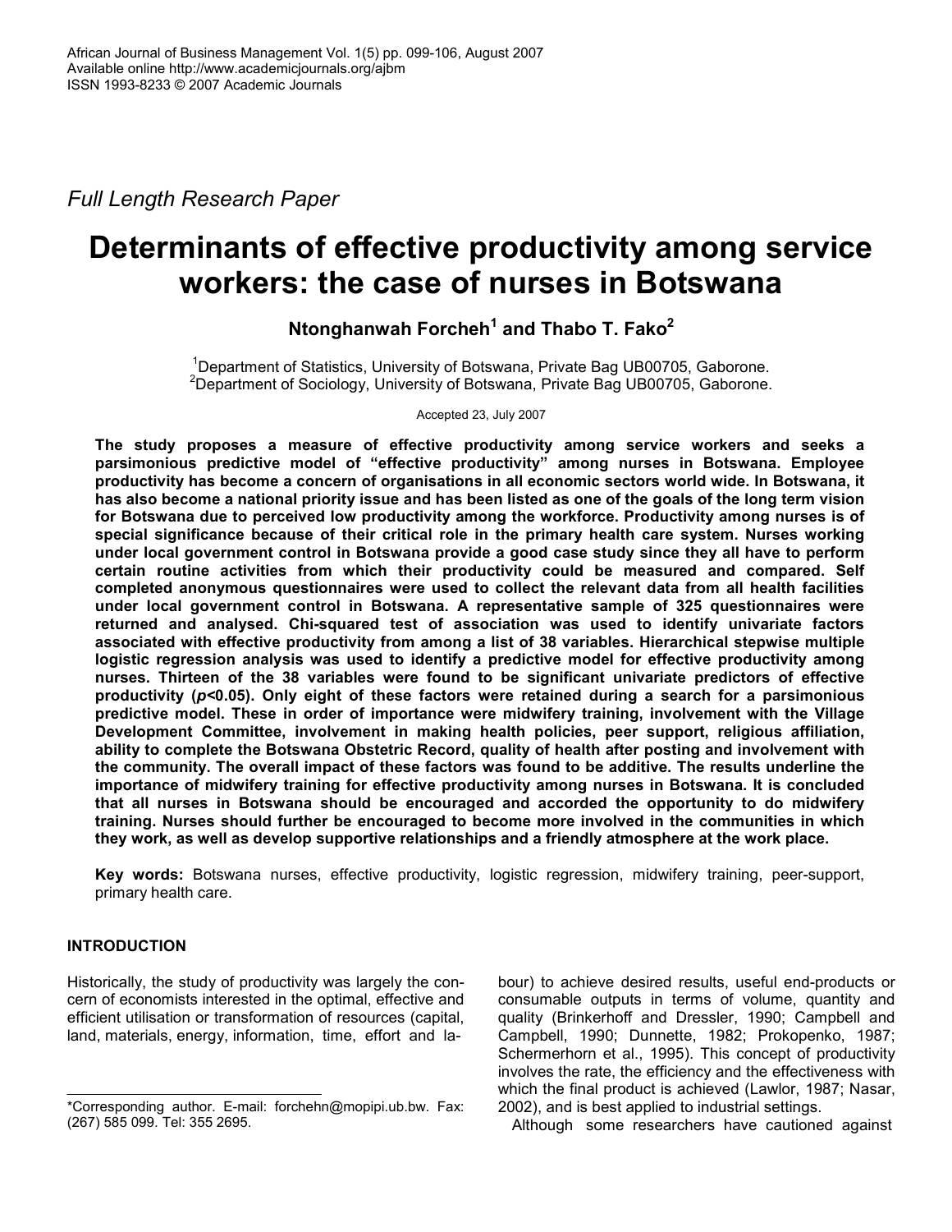*Full Length Research Paper*

# Determinants of effective productivity among service workers: the case of nurses in Botswana

**Ntonghanwah Forcheh[1] and Thabo T. Fako[2]**

[1]Department of Statistics, University of Botswana, Private Bag UB00705, Gaborone.
[2]Department of Sociology, University of Botswana, Private Bag UB00705, Gaborone.

Accepted 23, July 2007

**The study proposes a measure of effective productivity among service workers and seeks a parsimonious predictive model of "effective productivity" among nurses in Botswana. Employee productivity has become a concern of organisations in all economic sectors world wide. In Botswana, it has also become a national priority issue and has been listed as one of the goals of the long term vision for Botswana due to perceived low productivity among the workforce. Productivity among nurses is of special significance because of their critical role in the primary health care system. Nurses working under local government control in Botswana provide a good case study since they all have to perform certain routine activities from which their productivity could be measured and compared. Self completed anonymous questionnaires were used to collect the relevant data from all health facilities under local government control in Botswana. A representative sample of 325 questionnaires were returned and analysed. Chi-squared test of association was used to identify univariate factors associated with effective productivity from among a list of 38 variables. Hierarchical stepwise multiple logistic regression analysis was used to identify a predictive model for effective productivity among nurses. Thirteen of the 38 variables were found to be significant univariate predictors of effective productivity ($p$<0.05). Only eight of these factors were retained during a search for a parsimonious predictive model. These in order of importance were midwifery training, involvement with the Village Development Committee, involvement in making health policies, peer support, religious affiliation, ability to complete the Botswana Obstetric Record, quality of health after posting and involvement with the community. The overall impact of these factors was found to be additive. The results underline the importance of midwifery training for effective productivity among nurses in Botswana. It is concluded that all nurses in Botswana should be encouraged and accorded the opportunity to do midwifery training. Nurses should further be encouraged to become more involved in the communities in which they work, as well as develop supportive relationships and a friendly atmosphere at the work place.**

**Key words:** Botswana nurses, effective productivity, logistic regression, midwifery training, peer-support, primary health care.

## INTRODUCTION

Historically, the study of productivity was largely the concern of economists interested in the optimal, effective and efficient utilisation or transformation of resources (capital, land, materials, energy, information, time, effort and labour) to achieve desired results, useful end-products or consumable outputs in terms of volume, quantity and quality (Brinkerhoff and Dressler, 1990; Campbell and Campbell, 1990; Dunnette, 1982; Prokopenko, 1987; Schermerhorn et al., 1995). This concept of productivity involves the rate, the efficiency and the effectiveness with which the final product is achieved (Lawlor, 1987; Nasar, 2002), and is best applied to industrial settings.

Although some researchers have cautioned against

*Corresponding author. E-mail: forchehn@mopipi.ub.bw. Fax: (267) 585 099. Tel: 355 2695.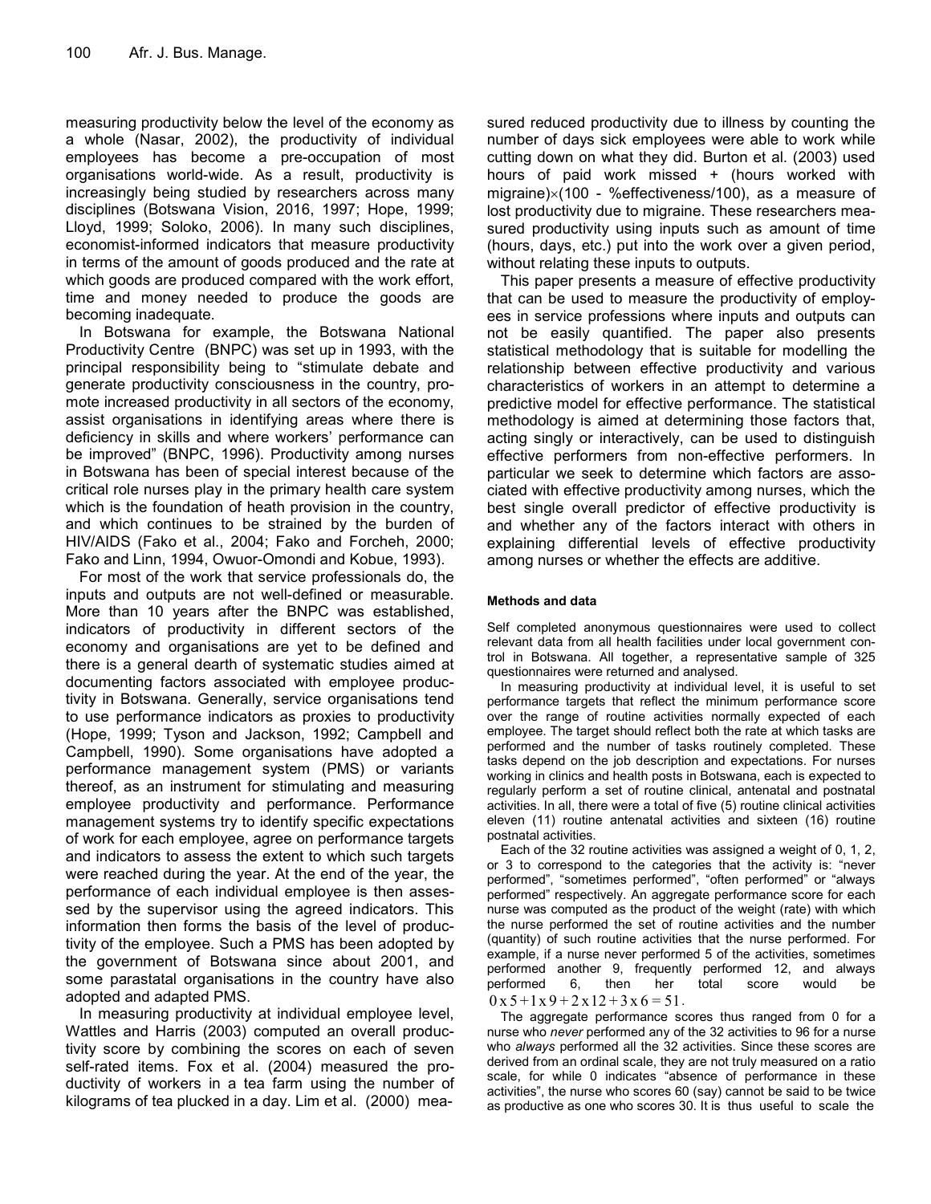measuring productivity below the level of the economy as a whole (Nasar, 2002), the productivity of individual employees has become a pre-occupation of most organisations world-wide. As a result, productivity is increasingly being studied by researchers across many disciplines (Botswana Vision, 2016, 1997; Hope, 1999; Lloyd, 1999; Soloko, 2006). In many such disciplines, economist-informed indicators that measure productivity in terms of the amount of goods produced and the rate at which goods are produced compared with the work effort, time and money needed to produce the goods are becoming inadequate.

In Botswana for example, the Botswana National Productivity Centre (BNPC) was set up in 1993, with the principal responsibility being to "stimulate debate and generate productivity consciousness in the country, promote increased productivity in all sectors of the economy, assist organisations in identifying areas where there is deficiency in skills and where workers' performance can be improved" (BNPC, 1996). Productivity among nurses in Botswana has been of special interest because of the critical role nurses play in the primary health care system which is the foundation of heath provision in the country, and which continues to be strained by the burden of HIV/AIDS (Fako et al., 2004; Fako and Forcheh, 2000; Fako and Linn, 1994, Owuor-Omondi and Kobue, 1993).

For most of the work that service professionals do, the inputs and outputs are not well-defined or measurable. More than 10 years after the BNPC was established, indicators of productivity in different sectors of the economy and organisations are yet to be defined and there is a general dearth of systematic studies aimed at documenting factors associated with employee productivity in Botswana. Generally, service organisations tend to use performance indicators as proxies to productivity (Hope, 1999; Tyson and Jackson, 1992; Campbell and Campbell, 1990). Some organisations have adopted a performance management system (PMS) or variants thereof, as an instrument for stimulating and measuring employee productivity and performance. Performance management systems try to identify specific expectations of work for each employee, agree on performance targets and indicators to assess the extent to which such targets were reached during the year. At the end of the year, the performance of each individual employee is then assessed by the supervisor using the agreed indicators. This information then forms the basis of the level of productivity of the employee. Such a PMS has been adopted by the government of Botswana since about 2001, and some parastatal organisations in the country have also adopted and adapted PMS.

In measuring productivity at individual employee level, Wattles and Harris (2003) computed an overall productivity score by combining the scores on each of seven self-rated items. Fox et al. (2004) measured the productivity of workers in a tea farm using the number of kilograms of tea plucked in a day. Lim et al. (2000) measured reduced productivity due to illness by counting the number of days sick employees were able to work while cutting down on what they did. Burton et al. (2003) used hours of paid work missed + (hours worked with migraine)$\times$(100 - %effectiveness/100), as a measure of lost productivity due to migraine. These researchers measured productivity using inputs such as amount of time (hours, days, etc.) put into the work over a given period, without relating these inputs to outputs.

This paper presents a measure of effective productivity that can be used to measure the productivity of employees in service professions where inputs and outputs can not be easily quantified. The paper also presents statistical methodology that is suitable for modelling the relationship between effective productivity and various characteristics of workers in an attempt to determine a predictive model for effective performance. The statistical methodology is aimed at determining those factors that, acting singly or interactively, can be used to distinguish effective performers from non-effective performers. In particular we seek to determine which factors are associated with effective productivity among nurses, which the best single overall predictor of effective productivity is and whether any of the factors interact with others in explaining differential levels of effective productivity among nurses or whether the effects are additive.

### Methods and data

Self completed anonymous questionnaires were used to collect relevant data from all health facilities under local government control in Botswana. All together, a representative sample of 325 questionnaires were returned and analysed.

In measuring productivity at individual level, it is useful to set performance targets that reflect the minimum performance score over the range of routine activities normally expected of each employee. The target should reflect both the rate at which tasks are performed and the number of tasks routinely completed. These tasks depend on the job description and expectations. For nurses working in clinics and health posts in Botswana, each is expected to regularly perform a set of routine clinical, antenatal and postnatal activities. In all, there were a total of five (5) routine clinical activities eleven (11) routine antenatal activities and sixteen (16) routine postnatal activities.

Each of the 32 routine activities was assigned a weight of 0, 1, 2, or 3 to correspond to the categories that the activity is: "never performed", "sometimes performed", "often performed" or "always performed" respectively. An aggregate performance score for each nurse was computed as the product of the weight (rate) with which the nurse performed the set of routine activities and the number (quantity) of such routine activities that the nurse performed. For example, if a nurse never performed 5 of the activities, sometimes performed another 9, frequently performed 12, and always performed 6, then her total score would be $0 \times 5 + 1 \times 9 + 2 \times 12 + 3 \times 6 = 51$.

The aggregate performance scores thus ranged from 0 for a nurse who *never* performed any of the 32 activities to 96 for a nurse who *always* performed all the 32 activities. Since these scores are derived from an ordinal scale, they are not truly measured on a ratio scale, for while 0 indicates "absence of performance in these activities", the nurse who scores 60 (say) cannot be said to be twice as productive as one who scores 30. It is thus useful to scale the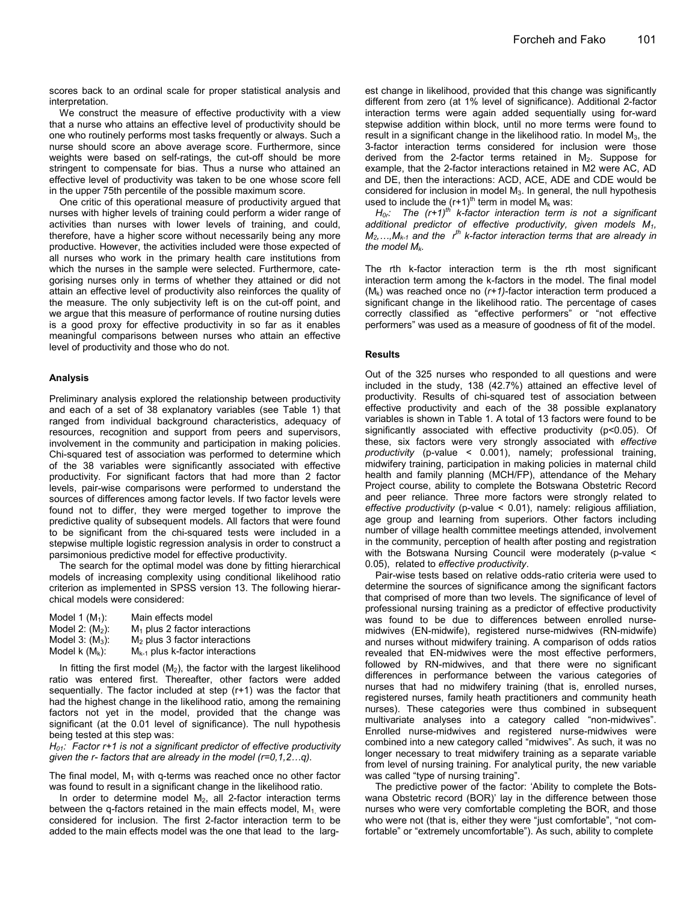scores back to an ordinal scale for proper statistical analysis and interpretation.

We construct the measure of effective productivity with a view that a nurse who attains an effective level of productivity should be one who routinely performs most tasks frequently or always. Such a nurse should score an above average score. Furthermore, since weights were based on self-ratings, the cut-off should be more stringent to compensate for bias. Thus a nurse who attained an effective level of productivity was taken to be one whose score fell in the upper 75th percentile of the possible maximum score.

One critic of this operational measure of productivity argued that nurses with higher levels of training could perform a wider range of activities than nurses with lower levels of training, and could, therefore, have a higher score without necessarily being any more productive. However, the activities included were those expected of all nurses who work in the primary health care institutions from which the nurses in the sample were selected. Furthermore, categorising nurses only in terms of whether they attained or did not attain an effective level of productivity also reinforces the quality of the measure. The only subjectivity left is on the cut-off point, and we argue that this measure of performance of routine nursing duties is a good proxy for effective productivity in so far as it enables meaningful comparisons between nurses who attain an effective level of productivity and those who do not.

### Analysis

Preliminary analysis explored the relationship between productivity and each of a set of 38 explanatory variables (see Table 1) that ranged from individual background characteristics, adequacy of resources, recognition and support from peers and supervisors, involvement in the community and participation in making policies. Chi-squared test of association was performed to determine which of the 38 variables were significantly associated with effective productivity. For significant factors that had more than 2 factor levels, pair-wise comparisons were performed to understand the sources of differences among factor levels. If two factor levels were found not to differ, they were merged together to improve the predictive quality of subsequent models. All factors that were found to be significant from the chi-squared tests were included in a stepwise multiple logistic regression analysis in order to construct a parsimonious predictive model for effective productivity.

The search for the optimal model was done by fitting hierarchical models of increasing complexity using conditional likelihood ratio criterion as implemented in SPSS version 13. The following hierarchical models were considered:

Model 1 ($M_1$): Main effects model
Model 2: ($M_2$): $M_1$ plus 2 factor interactions
Model 3: ($M_3$): $M_2$ plus 3 factor interactions
Model k ($M_k$): $M_{k-1}$ plus k-factor interactions

In fitting the first model ($M_2$), the factor with the largest likelihood ratio was entered first. Thereafter, other factors were added sequentially. The factor included at step (r+1) was the factor that had the highest change in the likelihood ratio, among the remaining factors not yet in the model, provided that the change was significant (at the 0.01 level of significance). The null hypothesis being tested at this step was:

*$H_{01}$: Factor r+1 is not a significant predictor of effective productivity given the r- factors that are already in the model (r=0,1,2…q).*

The final model, $M_1$ with q-terms was reached once no other factor was found to result in a significant change in the likelihood ratio.

In order to determine model $M_2$, all 2-factor interaction terms between the q-factors retained in the main effects model, $M_1$, were considered for inclusion. The first 2-factor interaction term to be added to the main effects model was the one that lead to the largest change in likelihood, provided that this change was significantly different from zero (at 1% level of significance). Additional 2-factor interaction terms were again added sequentially using for-ward stepwise addition within block, until no more terms were found to result in a significant change in the likelihood ratio. In model $M_3$, the 3-factor interaction terms considered for inclusion were those derived from the 2-factor terms retained in $M_2$. Suppose for example, that the 2-factor interactions retained in M2 were AC, AD and DE, then the interactions: ACD, ACE, ADE and CDE would be considered for inclusion in model $M_3$. In general, the null hypothesis used to include the $(r+1)^{th}$ term in model $M_k$ was:

*$H_{0r}$: The $(r+1)^{th}$ k-factor interaction term is not a significant additional predictor of effective productivity, given models $M_1$, $M_2$,…,$M_{k-1}$ and the $r^{th}$ k-factor interaction terms that are already in the model $M_k$.*

The rth k-factor interaction term is the rth most significant interaction term among the k-factors in the model. The final model ($M_k$) was reached once no *(r+1)*-factor interaction term produced a significant change in the likelihood ratio. The percentage of cases correctly classified as "effective performers" or "not effective performers" was used as a measure of goodness of fit of the model.

### Results

Out of the 325 nurses who responded to all questions and were included in the study, 138 (42.7%) attained an effective level of productivity. Results of chi-squared test of association between effective productivity and each of the 38 possible explanatory variables is shown in Table 1. A total of 13 factors were found to be significantly associated with effective productivity ($p<0.05$). Of these, six factors were very strongly associated with *effective productivity* (p-value $< 0.001$), namely; professional training, midwifery training, participation in making policies in maternal child health and family planning (MCH/FP), attendance of the Mehary Project course, ability to complete the Botswana Obstetric Record and peer reliance. Three more factors were strongly related to *effective productivity* (p-value $< 0.01$), namely: religious affiliation, age group and learning from superiors. Other factors including number of village health committee meetings attended, involvement in the community, perception of health after posting and registration with the Botswana Nursing Council were moderately (p-value $< 0.05$), related to *effective productivity*.

Pair-wise tests based on relative odds-ratio criteria were used to determine the sources of significance among the significant factors that comprised of more than two levels. The significance of level of professional nursing training as a predictor of effective productivity was found to be due to differences between enrolled nurse-midwives (EN-midwife), registered nurse-midwives (RN-midwife) and nurses without midwifery training. A comparison of odds ratios revealed that EN-midwives were the most effective performers, followed by RN-midwives, and that there were no significant differences in performance between the various categories of nurses that had no midwifery training (that is, enrolled nurses, registered nurses, family heath practitioners and community heath nurses). These categories were thus combined in subsequent multivariate analyses into a category called "non-midwives". Enrolled nurse-midwives and registered nurse-midwives were combined into a new category called "midwives". As such, it was no longer necessary to treat midwifery training as a separate variable from level of nursing training. For analytical purity, the new variable was called "type of nursing training".

The predictive power of the factor: 'Ability to complete the Botswana Obstetric record (BOR)' lay in the difference between those nurses who were very comfortable completing the BOR, and those who were not (that is, either they were "just comfortable", "not comfortable" or "extremely uncomfortable"). As such, ability to complete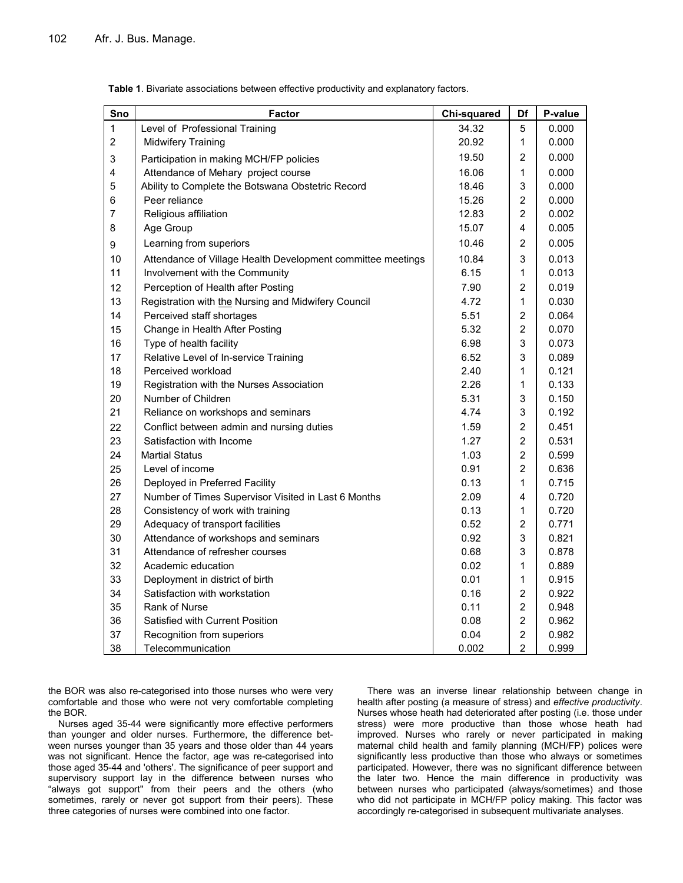**Table 1**. Bivariate associations between effective productivity and explanatory factors.

| Sno | Factor | Chi-squared | Df | P-value |
|---|---|---|---|---|
| 1 | Level of Professional Training | 34.32 | 5 | 0.000 |
| 2 | Midwifery Training | 20.92 | 1 | 0.000 |
| 3 | Participation in making MCH/FP policies | 19.50 | 2 | 0.000 |
| 4 | Attendance of Mehary project course | 16.06 | 1 | 0.000 |
| 5 | Ability to Complete the Botswana Obstetric Record | 18.46 | 3 | 0.000 |
| 6 | Peer reliance | 15.26 | 2 | 0.000 |
| 7 | Religious affiliation | 12.83 | 2 | 0.002 |
| 8 | Age Group | 15.07 | 4 | 0.005 |
| 9 | Learning from superiors | 10.46 | 2 | 0.005 |
| 10 | Attendance of Village Health Development committee meetings | 10.84 | 3 | 0.013 |
| 11 | Involvement with the Community | 6.15 | 1 | 0.013 |
| 12 | Perception of Health after Posting | 7.90 | 2 | 0.019 |
| 13 | Registration with the Nursing and Midwifery Council | 4.72 | 1 | 0.030 |
| 14 | Perceived staff shortages | 5.51 | 2 | 0.064 |
| 15 | Change in Health After Posting | 5.32 | 2 | 0.070 |
| 16 | Type of health facility | 6.98 | 3 | 0.073 |
| 17 | Relative Level of In-service Training | 6.52 | 3 | 0.089 |
| 18 | Perceived workload | 2.40 | 1 | 0.121 |
| 19 | Registration with the Nurses Association | 2.26 | 1 | 0.133 |
| 20 | Number of Children | 5.31 | 3 | 0.150 |
| 21 | Reliance on workshops and seminars | 4.74 | 3 | 0.192 |
| 22 | Conflict between admin and nursing duties | 1.59 | 2 | 0.451 |
| 23 | Satisfaction with Income | 1.27 | 2 | 0.531 |
| 24 | Martial Status | 1.03 | 2 | 0.599 |
| 25 | Level of income | 0.91 | 2 | 0.636 |
| 26 | Deployed in Preferred Facility | 0.13 | 1 | 0.715 |
| 27 | Number of Times Supervisor Visited in Last 6 Months | 2.09 | 4 | 0.720 |
| 28 | Consistency of work with training | 0.13 | 1 | 0.720 |
| 29 | Adequacy of transport facilities | 0.52 | 2 | 0.771 |
| 30 | Attendance of workshops and seminars | 0.92 | 3 | 0.821 |
| 31 | Attendance of refresher courses | 0.68 | 3 | 0.878 |
| 32 | Academic education | 0.02 | 1 | 0.889 |
| 33 | Deployment in district of birth | 0.01 | 1 | 0.915 |
| 34 | Satisfaction with workstation | 0.16 | 2 | 0.922 |
| 35 | Rank of Nurse | 0.11 | 2 | 0.948 |
| 36 | Satisfied with Current Position | 0.08 | 2 | 0.962 |
| 37 | Recognition from superiors | 0.04 | 2 | 0.982 |
| 38 | Telecommunication | 0.002 | 2 | 0.999 |

the BOR was also re-categorised into those nurses who were very comfortable and those who were not very comfortable completing the BOR.

Nurses aged 35-44 were significantly more effective performers than younger and older nurses. Furthermore, the difference between nurses younger than 35 years and those older than 44 years was not significant. Hence the factor, age was re-categorised into those aged 35-44 and 'others'. The significance of peer support and supervisory support lay in the difference between nurses who "always got support" from their peers and the others (who sometimes, rarely or never got support from their peers). These three categories of nurses were combined into one factor.

There was an inverse linear relationship between change in health after posting (a measure of stress) and *effective productivity*. Nurses whose heath had deteriorated after posting (i.e. those under stress) were more productive than those whose heath had improved. Nurses who rarely or never participated in making maternal child health and family planning (MCH/FP) polices were significantly less productive than those who always or sometimes participated. However, there was no significant difference between the later two. Hence the main difference in productivity was between nurses who participated (always/sometimes) and those who did not participate in MCH/FP policy making. This factor was accordingly re-categorised in subsequent multivariate analyses.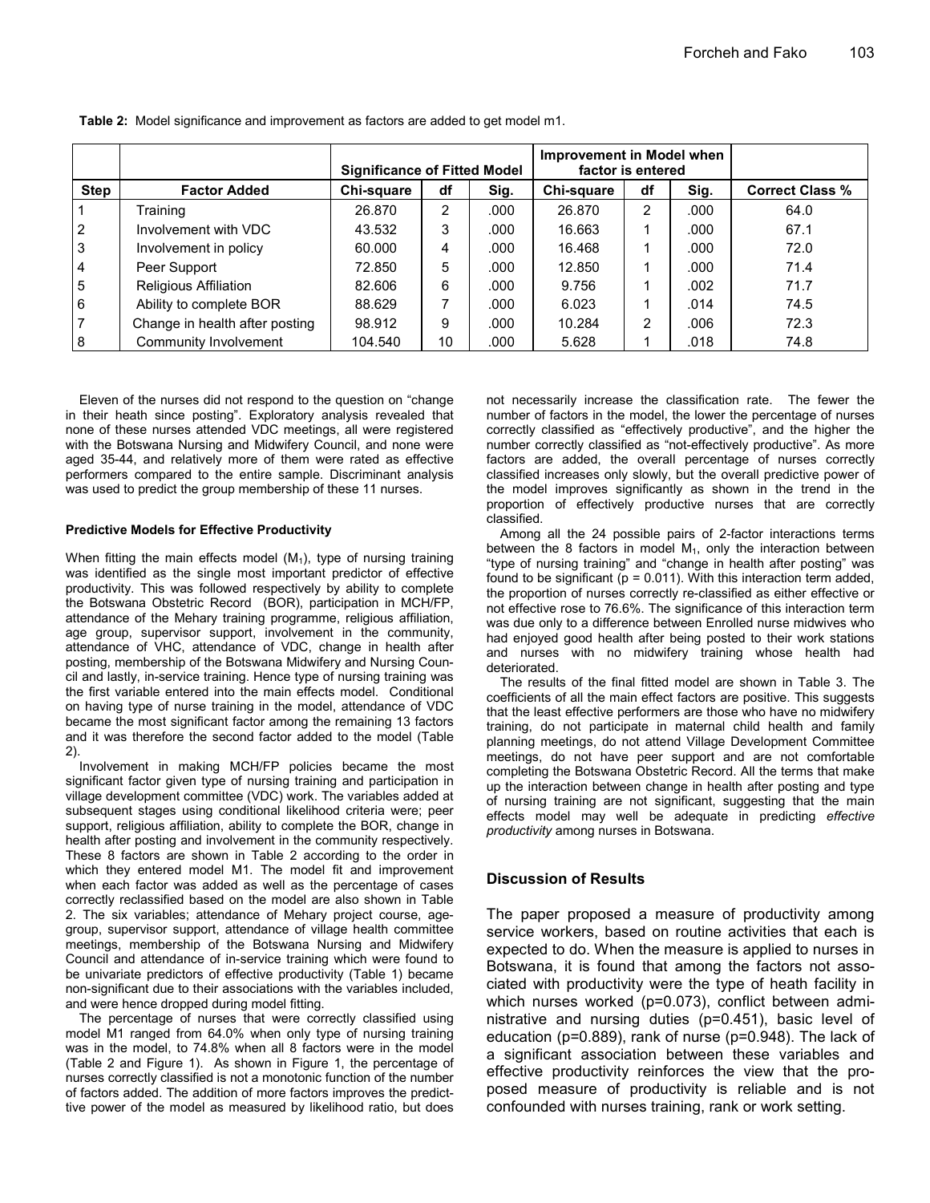**Table 2:** Model significance and improvement as factors are added to get model m1.

| | | Significance of Fitted Model | | | Improvement in Model when factor is entered | | | |
|---|---|---|---|---|---|---|---|---|
| **Step** | **Factor Added** | **Chi-square** | **df** | **Sig.** | **Chi-square** | **df** | **Sig.** | **Correct Class %** |
| 1 | Training | 26.870 | 2 | .000 | 26.870 | 2 | .000 | 64.0 |
| 2 | Involvement with VDC | 43.532 | 3 | .000 | 16.663 | 1 | .000 | 67.1 |
| 3 | Involvement in policy | 60.000 | 4 | .000 | 16.468 | 1 | .000 | 72.0 |
| 4 | Peer Support | 72.850 | 5 | .000 | 12.850 | 1 | .000 | 71.4 |
| 5 | Religious Affiliation | 82.606 | 6 | .000 | 9.756 | 1 | .002 | 71.7 |
| 6 | Ability to complete BOR | 88.629 | 7 | .000 | 6.023 | 1 | .014 | 74.5 |
| 7 | Change in health after posting | 98.912 | 9 | .000 | 10.284 | 2 | .006 | 72.3 |
| 8 | Community Involvement | 104.540 | 10 | .000 | 5.628 | 1 | .018 | 74.8 |

Eleven of the nurses did not respond to the question on "change in their heath since posting". Exploratory analysis revealed that none of these nurses attended VDC meetings, all were registered with the Botswana Nursing and Midwifery Council, and none were aged 35-44, and relatively more of them were rated as effective performers compared to the entire sample. Discriminant analysis was used to predict the group membership of these 11 nurses.

#### Predictive Models for Effective Productivity

When fitting the main effects model ($M_1$), type of nursing training was identified as the single most important predictor of effective productivity. This was followed respectively by ability to complete the Botswana Obstetric Record (BOR), participation in MCH/FP, attendance of the Mehary training programme, religious affiliation, age group, supervisor support, involvement in the community, attendance of VHC, attendance of VDC, change in health after posting, membership of the Botswana Midwifery and Nursing Council and lastly, in-service training. Hence type of nursing training was the first variable entered into the main effects model. Conditional on having type of nurse training in the model, attendance of VDC became the most significant factor among the remaining 13 factors and it was therefore the second factor added to the model (Table 2).

Involvement in making MCH/FP policies became the most significant factor given type of nursing training and participation in village development committee (VDC) work. The variables added at subsequent stages using conditional likelihood criteria were; peer support, religious affiliation, ability to complete the BOR, change in health after posting and involvement in the community respectively. These 8 factors are shown in Table 2 according to the order in which they entered model M1. The model fit and improvement when each factor was added as well as the percentage of cases correctly reclassified based on the model are also shown in Table 2. The six variables; attendance of Mehary project course, age-group, supervisor support, attendance of village health committee meetings, membership of the Botswana Nursing and Midwifery Council and attendance of in-service training which were found to be univariate predictors of effective productivity (Table 1) became non-significant due to their associations with the variables included, and were hence dropped during model fitting.

The percentage of nurses that were correctly classified using model M1 ranged from 64.0% when only type of nursing training was in the model, to 74.8% when all 8 factors were in the model (Table 2 and Figure 1). As shown in Figure 1, the percentage of nurses correctly classified is not a monotonic function of the number of factors added. The addition of more factors improves the predictive power of the model as measured by likelihood ratio, but does not necessarily increase the classification rate. The fewer the number of factors in the model, the lower the percentage of nurses correctly classified as "effectively productive", and the higher the number correctly classified as "not-effectively productive". As more factors are added, the overall percentage of nurses correctly classified increases only slowly, but the overall predictive power of the model improves significantly as shown in the trend in the proportion of effectively productive nurses that are correctly classified.

Among all the 24 possible pairs of 2-factor interactions terms between the 8 factors in model $M_1$, only the interaction between "type of nursing training" and "change in health after posting" was found to be significant ($p = 0.011$). With this interaction term added, the proportion of nurses correctly re-classified as either effective or not effective rose to 76.6%. The significance of this interaction term was due only to a difference between Enrolled nurse midwives who had enjoyed good health after being posted to their work stations and nurses with no midwifery training whose health had deteriorated.

The results of the final fitted model are shown in Table 3. The coefficients of all the main effect factors are positive. This suggests that the least effective performers are those who have no midwifery training, do not participate in maternal child health and family planning meetings, do not attend Village Development Committee meetings, do not have peer support and are not comfortable completing the Botswana Obstetric Record. All the terms that make up the interaction between change in health after posting and type of nursing training are not significant, suggesting that the main effects model may well be adequate in predicting *effective productivity* among nurses in Botswana.

## Discussion of Results

The paper proposed a measure of productivity among service workers, based on routine activities that each is expected to do. When the measure is applied to nurses in Botswana, it is found that among the factors not associated with productivity were the type of heath facility in which nurses worked ($p=0.073$), conflict between administrative and nursing duties ($p=0.451$), basic level of education ($p=0.889$), rank of nurse ($p=0.948$). The lack of a significant association between these variables and effective productivity reinforces the view that the proposed measure of productivity is reliable and is not confounded with nurses training, rank or work setting.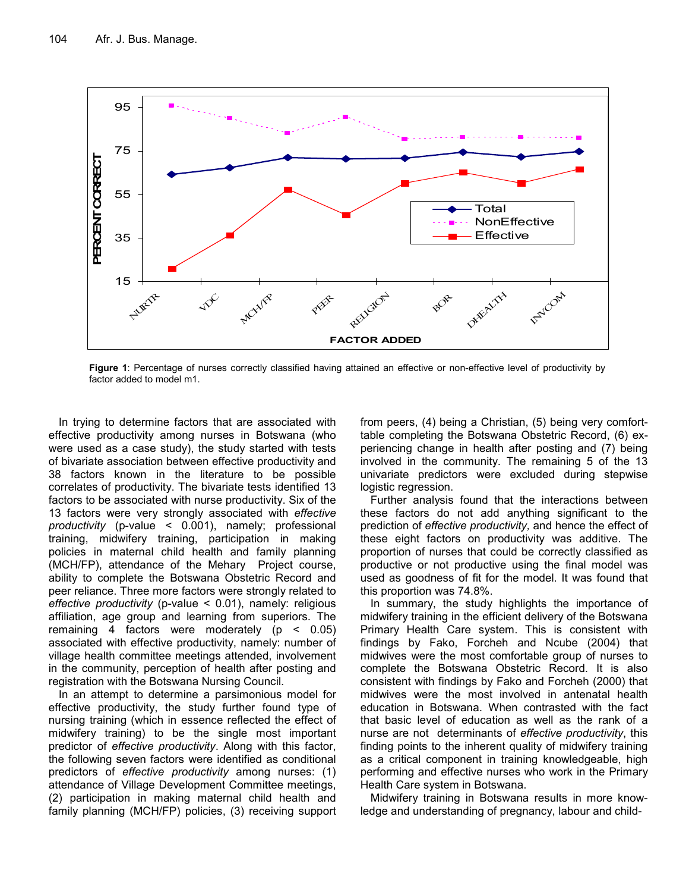**Figure 1**: Percentage of nurses correctly classified having attained an effective or non-effective level of productivity by factor added to model m1.

In trying to determine factors that are associated with effective productivity among nurses in Botswana (who were used as a case study), the study started with tests of bivariate association between effective productivity and 38 factors known in the literature to be possible correlates of productivity. The bivariate tests identified 13 factors to be associated with nurse productivity. Six of the 13 factors were very strongly associated with *effective productivity* (p-value < 0.001), namely; professional training, midwifery training, participation in making policies in maternal child health and family planning (MCH/FP), attendance of the Mehary Project course, ability to complete the Botswana Obstetric Record and peer reliance. Three more factors were strongly related to *effective productivity* (p-value < 0.01), namely: religious affiliation, age group and learning from superiors. The remaining 4 factors were moderately (p < 0.05) associated with effective productivity, namely: number of village health committee meetings attended, involvement in the community, perception of health after posting and registration with the Botswana Nursing Council.

In an attempt to determine a parsimonious model for effective productivity, the study further found type of nursing training (which in essence reflected the effect of midwifery training) to be the single most important predictor of *effective productivity*. Along with this factor, the following seven factors were identified as conditional predictors of *effective productivity* among nurses: (1) attendance of Village Development Committee meetings, (2) participation in making maternal child health and family planning (MCH/FP) policies, (3) receiving support from peers, (4) being a Christian, (5) being very comfortable completing the Botswana Obstetric Record, (6) experiencing change in health after posting and (7) being involved in the community. The remaining 5 of the 13 univariate predictors were excluded during stepwise logistic regression.

Further analysis found that the interactions between these factors do not add anything significant to the prediction of *effective productivity,* and hence the effect of these eight factors on productivity was additive. The proportion of nurses that could be correctly classified as productive or not productive using the final model was used as goodness of fit for the model. It was found that this proportion was 74.8%.

In summary, the study highlights the importance of midwifery training in the efficient delivery of the Botswana Primary Health Care system. This is consistent with findings by Fako, Forcheh and Ncube (2004) that midwives were the most comfortable group of nurses to complete the Botswana Obstetric Record. It is also consistent with findings by Fako and Forcheh (2000) that midwives were the most involved in antenatal health education in Botswana. When contrasted with the fact that basic level of education as well as the rank of a nurse are not determinants of *effective productivity*, this finding points to the inherent quality of midwifery training as a critical component in training knowledgeable, high performing and effective nurses who work in the Primary Health Care system in Botswana.

Midwifery training in Botswana results in more knowledge and understanding of pregnancy, labour and child-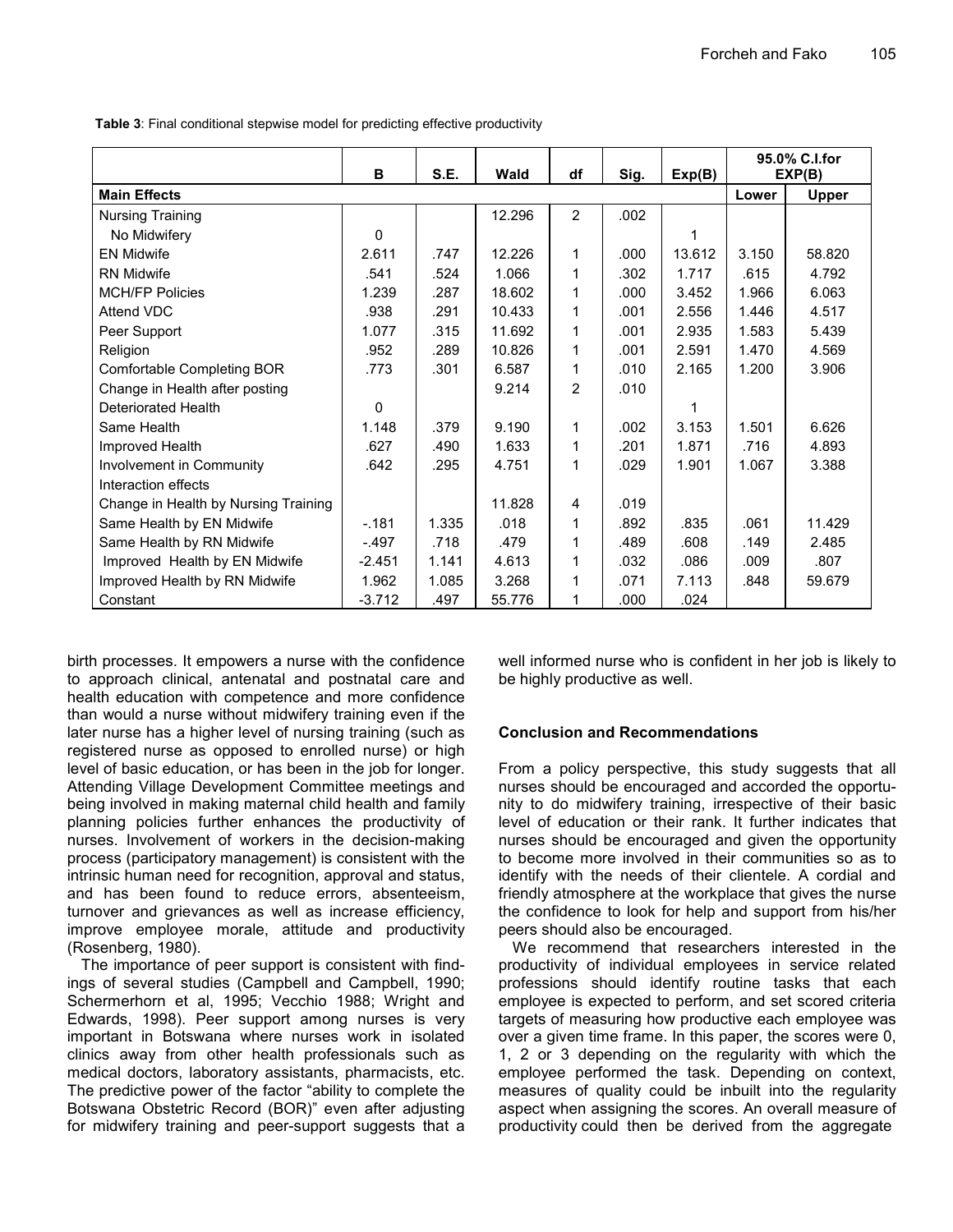**Table 3**: Final conditional stepwise model for predicting effective productivity

| | B | S.E. | Wald | df | Sig. | Exp(B) | 95.0% C.I.for EXP(B) | |
|---|---|---|---|---|---|---|---|---|
| **Main Effects** | | | | | | | Lower | Upper |
| Nursing Training | | | 12.296 | 2 | .002 | | | |
| No Midwifery | 0 | | | | | 1 | | |
| EN Midwife | 2.611 | .747 | 12.226 | 1 | .000 | 13.612 | 3.150 | 58.820 |
| RN Midwife | .541 | .524 | 1.066 | 1 | .302 | 1.717 | .615 | 4.792 |
| MCH/FP Policies | 1.239 | .287 | 18.602 | 1 | .000 | 3.452 | 1.966 | 6.063 |
| Attend VDC | .938 | .291 | 10.433 | 1 | .001 | 2.556 | 1.446 | 4.517 |
| Peer Support | 1.077 | .315 | 11.692 | 1 | .001 | 2.935 | 1.583 | 5.439 |
| Religion | .952 | .289 | 10.826 | 1 | .001 | 2.591 | 1.470 | 4.569 |
| Comfortable Completing BOR | .773 | .301 | 6.587 | 1 | .010 | 2.165 | 1.200 | 3.906 |
| Change in Health after posting | | | 9.214 | 2 | .010 | | | |
| Deteriorated Health | 0 | | | | | 1 | | |
| Same Health | 1.148 | .379 | 9.190 | 1 | .002 | 3.153 | 1.501 | 6.626 |
| Improved Health | .627 | .490 | 1.633 | 1 | .201 | 1.871 | .716 | 4.893 |
| Involvement in Community | .642 | .295 | 4.751 | 1 | .029 | 1.901 | 1.067 | 3.388 |
| Interaction effects | | | | | | | | |
| Change in Health by Nursing Training | | | 11.828 | 4 | .019 | | | |
| Same Health by EN Midwife | -.181 | 1.335 | .018 | 1 | .892 | .835 | .061 | 11.429 |
| Same Health by RN Midwife | -.497 | .718 | .479 | 1 | .489 | .608 | .149 | 2.485 |
| Improved Health by EN Midwife | -2.451 | 1.141 | 4.613 | 1 | .032 | .086 | .009 | .807 |
| Improved Health by RN Midwife | 1.962 | 1.085 | 3.268 | 1 | .071 | 7.113 | .848 | 59.679 |
| Constant | -3.712 | .497 | 55.776 | 1 | .000 | .024 | | |

birth processes. It empowers a nurse with the confidence to approach clinical, antenatal and postnatal care and health education with competence and more confidence than would a nurse without midwifery training even if the later nurse has a higher level of nursing training (such as registered nurse as opposed to enrolled nurse) or high level of basic education, or has been in the job for longer. Attending Village Development Committee meetings and being involved in making maternal child health and family planning policies further enhances the productivity of nurses. Involvement of workers in the decision-making process (participatory management) is consistent with the intrinsic human need for recognition, approval and status, and has been found to reduce errors, absenteeism, turnover and grievances as well as increase efficiency, improve employee morale, attitude and productivity (Rosenberg, 1980).

The importance of peer support is consistent with findings of several studies (Campbell and Campbell, 1990; Schermerhorn et al, 1995; Vecchio 1988; Wright and Edwards, 1998). Peer support among nurses is very important in Botswana where nurses work in isolated clinics away from other health professionals such as medical doctors, laboratory assistants, pharmacists, etc. The predictive power of the factor "ability to complete the Botswana Obstetric Record (BOR)" even after adjusting for midwifery training and peer-support suggests that a well informed nurse who is confident in her job is likely to be highly productive as well.

## Conclusion and Recommendations

From a policy perspective, this study suggests that all nurses should be encouraged and accorded the opportunity to do midwifery training, irrespective of their basic level of education or their rank. It further indicates that nurses should be encouraged and given the opportunity to become more involved in their communities so as to identify with the needs of their clientele. A cordial and friendly atmosphere at the workplace that gives the nurse the confidence to look for help and support from his/her peers should also be encouraged.

We recommend that researchers interested in the productivity of individual employees in service related professions should identify routine tasks that each employee is expected to perform, and set scored criteria targets of measuring how productive each employee was over a given time frame. In this paper, the scores were 0, 1, 2 or 3 depending on the regularity with which the employee performed the task. Depending on context, measures of quality could be inbuilt into the regularity aspect when assigning the scores. An overall measure of productivity could then be derived from the aggregate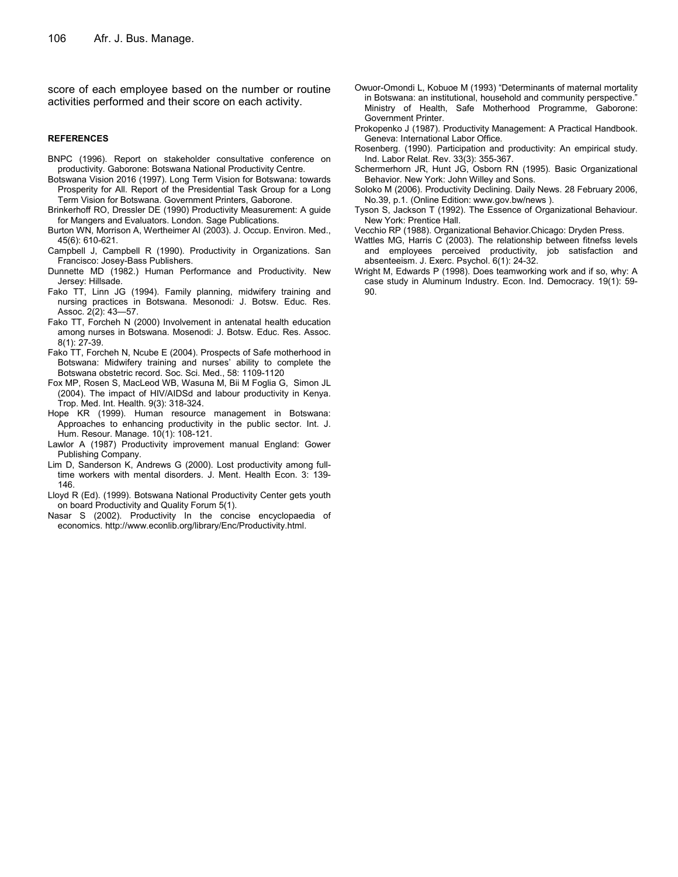score of each employee based on the number or routine activities performed and their score on each activity.

## REFERENCES

BNPC (1996). Report on stakeholder consultative conference on productivity. Gaborone: Botswana National Productivity Centre.

Botswana Vision 2016 (1997). Long Term Vision for Botswana: towards Prosperity for All. Report of the Presidential Task Group for a Long Term Vision for Botswana. Government Printers, Gaborone.

Brinkerhoff RO, Dressler DE (1990) Productivity Measurement: A guide for Mangers and Evaluators. London. Sage Publications.

Burton WN, Morrison A, Wertheimer AI (2003). J. Occup. Environ. Med., 45(6): 610-621.

Campbell J, Campbell R (1990). Productivity in Organizations. San Francisco: Josey-Bass Publishers.

Dunnette MD (1982.) Human Performance and Productivity. New Jersey: Hillsade.

Fako TT, Linn JG (1994). Family planning, midwifery training and nursing practices in Botswana. Mesonodi*:* J. Botsw. Educ. Res. Assoc. 2(2): 43—57.

Fako TT, Forcheh N (2000) Involvement in antenatal health education among nurses in Botswana. Mosenodi: J. Botsw. Educ. Res. Assoc. 8(1): 27-39.

Fako TT, Forcheh N, Ncube E (2004). Prospects of Safe motherhood in Botswana: Midwifery training and nurses' ability to complete the Botswana obstetric record. Soc. Sci. Med., 58: 1109-1120

Fox MP, Rosen S, MacLeod WB, Wasuna M, Bii M Foglia G, Simon JL (2004). The impact of HIV/AIDSd and labour productivity in Kenya. Trop. Med. Int. Health. 9(3): 318-324.

Hope KR (1999). Human resource management in Botswana: Approaches to enhancing productivity in the public sector. Int. J. Hum. Resour. Manage. 10(1): 108-121.

Lawlor A (1987) Productivity improvement manual England: Gower Publishing Company.

Lim D, Sanderson K, Andrews G (2000). Lost productivity among full-time workers with mental disorders. J. Ment. Health Econ. 3: 139-146.

Lloyd R (Ed). (1999). Botswana National Productivity Center gets youth on board Productivity and Quality Forum 5(1).

Nasar S (2002). Productivity In the concise encyclopaedia of economics. http://www.econlib.org/library/Enc/Productivity.html.

Owuor-Omondi L, Kobuoe M (1993) "Determinants of maternal mortality in Botswana: an institutional, household and community perspective." Ministry of Health, Safe Motherhood Programme, Gaborone: Government Printer.

Prokopenko J (1987). Productivity Management: A Practical Handbook. Geneva: International Labor Office.

Rosenberg. (1990). Participation and productivity: An empirical study. Ind. Labor Relat. Rev. 33(3): 355-367.

Schermerhorn JR, Hunt JG, Osborn RN (1995). Basic Organizational Behavior. New York: John Willey and Sons.

Soloko M (2006). Productivity Declining. Daily News. 28 February 2006, No.39, p.1. (Online Edition: www.gov.bw/news ).

Tyson S, Jackson T (1992). The Essence of Organizational Behaviour. New York: Prentice Hall.

Vecchio RP (1988). Organizational Behavior.Chicago: Dryden Press.

Wattles MG, Harris C (2003). The relationship between fitnefss levels and employees perceived productivity, job satisfaction and absenteeism. J. Exerc. Psychol. 6(1): 24-32.

Wright M, Edwards P (1998). Does teamworking work and if so, why: A case study in Aluminum Industry. Econ. Ind. Democracy. 19(1): 59-90.